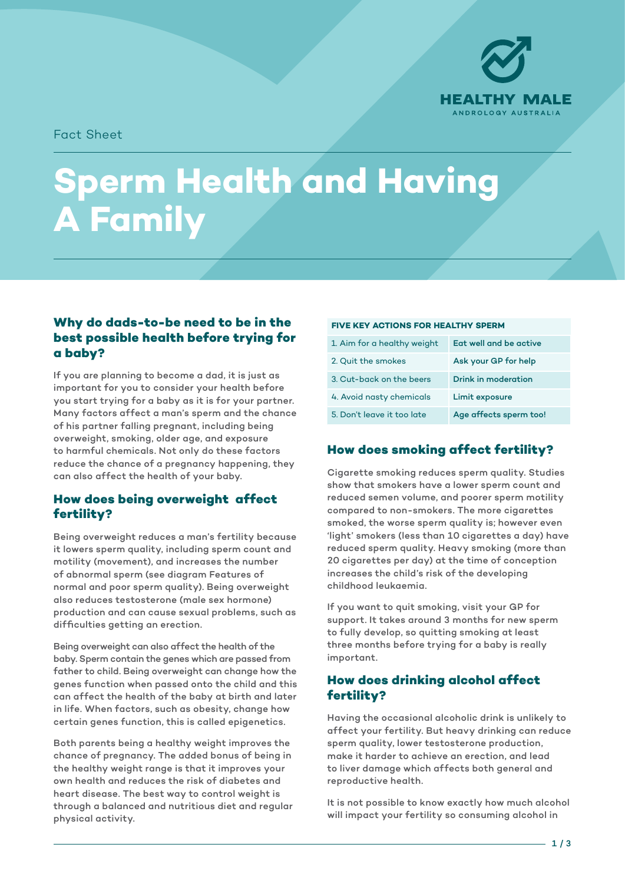HEALTHY MALE
ANDROLOGY AUSTRALIA

Fact Sheet

# Sperm Health and Having A Family

## Why do dads-to-be need to be in the best possible health before trying for a baby?

If you are planning to become a dad, it is just as important for you to consider your health before you start trying for a baby as it is for your partner. Many factors affect a man's sperm and the chance of his partner falling pregnant, including being overweight, smoking, older age, and exposure to harmful chemicals. Not only do these factors reduce the chance of a pregnancy happening, they can also affect the health of your baby.

## How does being overweight affect fertility?

Being overweight reduces a man's fertility because it lowers sperm quality, including sperm count and motility (movement), and increases the number of abnormal sperm (see diagram Features of normal and poor sperm quality). Being overweight also reduces testosterone (male sex hormone) production and can cause sexual problems, such as difficulties getting an erection.

Being overweight can also affect the health of the baby. Sperm contain the genes which are passed from father to child. Being overweight can change how the genes function when passed onto the child and this can affect the health of the baby at birth and later in life. When factors, such as obesity, change how certain genes function, this is called epigenetics.

Both parents being a healthy weight improves the chance of pregnancy. The added bonus of being in the healthy weight range is that it improves your own health and reduces the risk of diabetes and heart disease. The best way to control weight is through a balanced and nutritious diet and regular physical activity.

| FIVE KEY ACTIONS FOR HEALTHY SPERM | |
|---|---|
| 1. Aim for a healthy weight | Eat well and be active |
| 2. Quit the smokes | Ask your GP for help |
| 3. Cut-back on the beers | Drink in moderation |
| 4. Avoid nasty chemicals | Limit exposure |
| 5. Don't leave it too late | Age affects sperm too! |

## How does smoking affect fertility?

Cigarette smoking reduces sperm quality. Studies show that smokers have a lower sperm count and reduced semen volume, and poorer sperm motility compared to non-smokers. The more cigarettes smoked, the worse sperm quality is; however even 'light' smokers (less than 10 cigarettes a day) have reduced sperm quality. Heavy smoking (more than 20 cigarettes per day) at the time of conception increases the child's risk of the developing childhood leukaemia.

If you want to quit smoking, visit your GP for support. It takes around 3 months for new sperm to fully develop, so quitting smoking at least three months before trying for a baby is really important.

## How does drinking alcohol affect fertility?

Having the occasional alcoholic drink is unlikely to affect your fertility. But heavy drinking can reduce sperm quality, lower testosterone production, make it harder to achieve an erection, and lead to liver damage which affects both general and reproductive health.

It is not possible to know exactly how much alcohol will impact your fertility so consuming alcohol in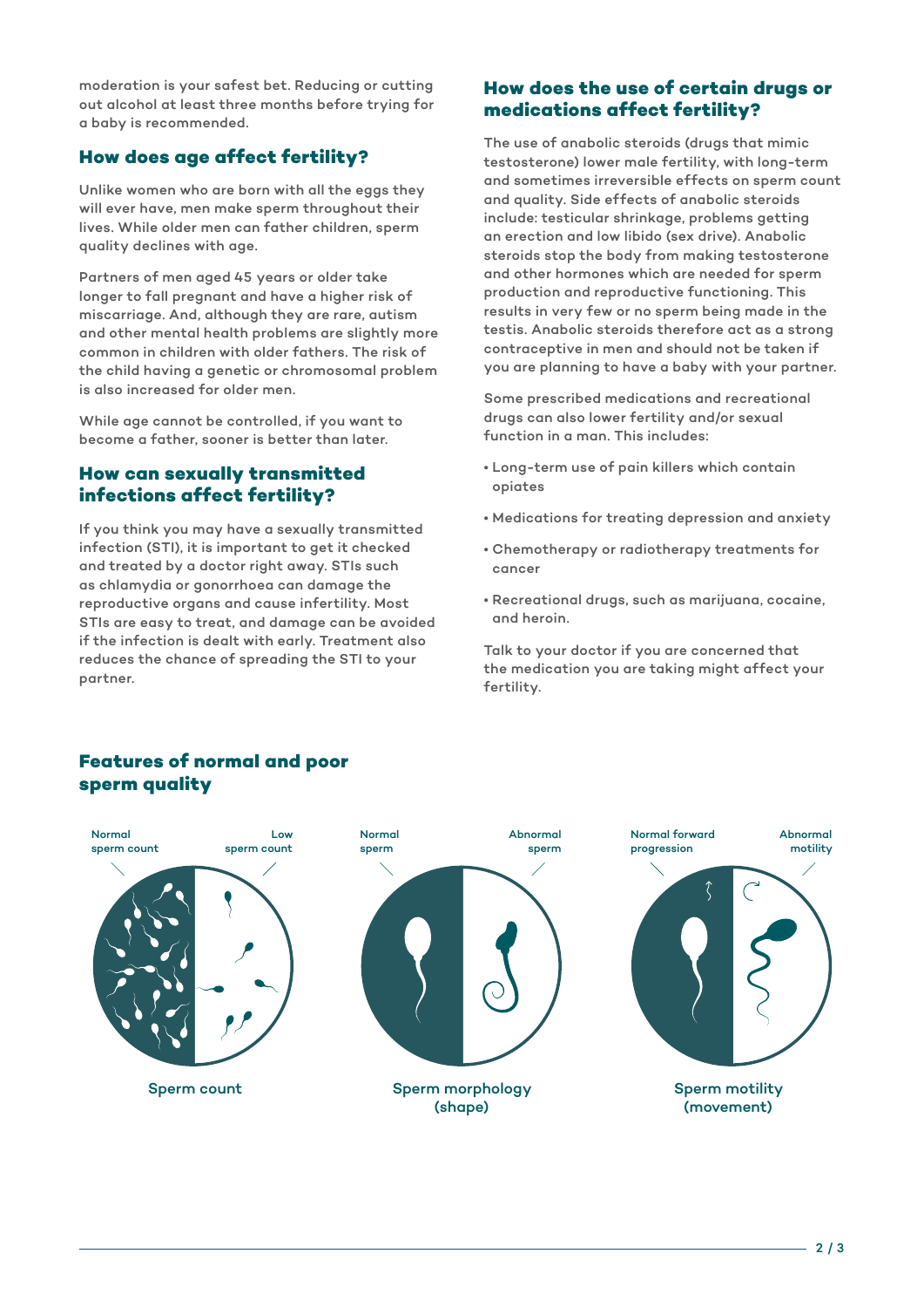moderation is your safest bet. Reducing or cutting out alcohol at least three months before trying for a baby is recommended.

## How does age affect fertility?

Unlike women who are born with all the eggs they will ever have, men make sperm throughout their lives. While older men can father children, sperm quality declines with age.

Partners of men aged 45 years or older take longer to fall pregnant and have a higher risk of miscarriage. And, although they are rare, autism and other mental health problems are slightly more common in children with older fathers. The risk of the child having a genetic or chromosomal problem is also increased for older men.

While age cannot be controlled, if you want to become a father, sooner is better than later.

## How can sexually transmitted infections affect fertility?

If you think you may have a sexually transmitted infection (STI), it is important to get it checked and treated by a doctor right away. STIs such as chlamydia or gonorrhoea can damage the reproductive organs and cause infertility. Most STIs are easy to treat, and damage can be avoided if the infection is dealt with early. Treatment also reduces the chance of spreading the STI to your partner.

## How does the use of certain drugs or medications affect fertility?

The use of anabolic steroids (drugs that mimic testosterone) lower male fertility, with long-term and sometimes irreversible effects on sperm count and quality. Side effects of anabolic steroids include: testicular shrinkage, problems getting an erection and low libido (sex drive). Anabolic steroids stop the body from making testosterone and other hormones which are needed for sperm production and reproductive functioning. This results in very few or no sperm being made in the testis. Anabolic steroids therefore act as a strong contraceptive in men and should not be taken if you are planning to have a baby with your partner.

Some prescribed medications and recreational drugs can also lower fertility and/or sexual function in a man. This includes:

- Long-term use of pain killers which contain opiates
- Medications for treating depression and anxiety
- Chemotherapy or radiotherapy treatments for cancer
- Recreational drugs, such as marijuana, cocaine, and heroin.

Talk to your doctor if you are concerned that the medication you are taking might affect your fertility.

## Features of normal and poor sperm quality

Normal sperm count | Low sperm count

Sperm count

Normal sperm | Abnormal sperm

Sperm morphology (shape)

Normal forward progression | Abnormal motility

Sperm motility (movement)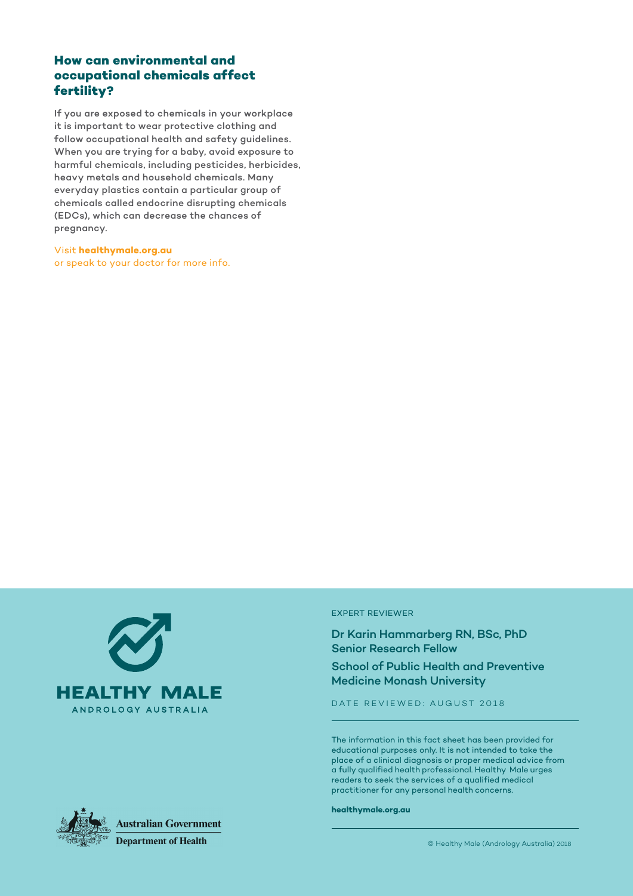## How can environmental and occupational chemicals affect fertility?

**If you are exposed to chemicals in your workplace it is important to wear protective clothing and follow occupational health and safety guidelines. When you are trying for a baby, avoid exposure to harmful chemicals, including pesticides, herbicides, heavy metals and household chemicals. Many everyday plastics contain a particular group of chemicals called endocrine disrupting chemicals (EDCs), which can decrease the chances of pregnancy.**

Visit **healthymale.org.au** or speak to your doctor for more info.

HEALTHY MALE
ANDROLOGY AUSTRALIA

Australian Government
Department of Health

EXPERT REVIEWER

**Dr Karin Hammarberg RN, BSc, PhD**
**Senior Research Fellow**

**School of Public Health and Preventive Medicine Monash University**

DATE REVIEWED: AUGUST 2018

The information in this fact sheet has been provided for educational purposes only. It is not intended to take the place of a clinical diagnosis or proper medical advice from a fully qualified health professional. Healthy Male urges readers to seek the services of a qualified medical practitioner for any personal health concerns.

**healthymale.org.au**

© Healthy Male (Andrology Australia) 2018